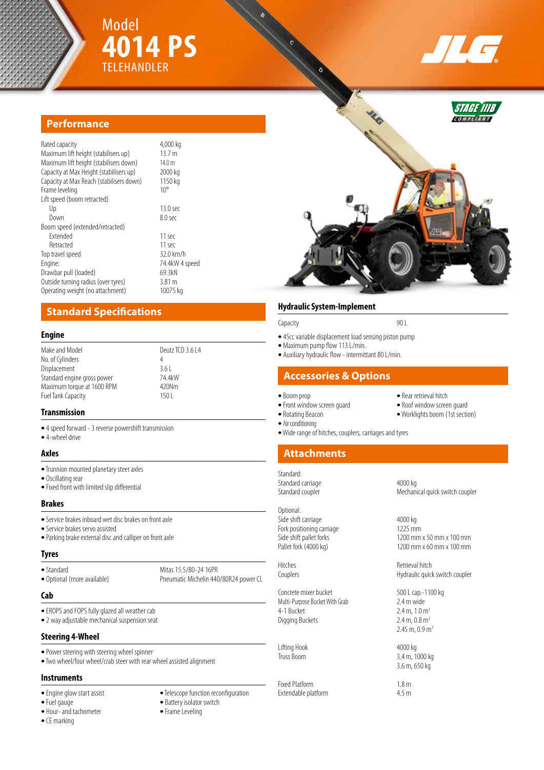Model
# 4014 PS
TELEHANDLER

JLG

STAGE IIIB COMPLIANT

## Performance

| | |
|---|---|
| Rated capacity | 4,000 kg |
| Maximum lift height (stabilisers up) | 13.7 m |
| Maximum lift height (stabilisers down) | 14.0 m |
| Capacity at Max Height (stabilisers up) | 2000 kg |
| Capacity at Max Reach (stabilisers down) | 1150 kg |
| Frame leveling | 10° |
| Lift speed (boom retracted) | |
| Up | 13.0 sec |
| Down | 8.0 sec |
| Boom speed (extended/retracted) | |
| Extended | 11 sec |
| Retracted | 11 sec |
| Top travel speed | 32.0 km/h |
| Engine: | 74.4kW 4 speed |
| Drawbar pull (loaded) | 69.3kN |
| Outside turning radius (over tyres) | 3.81 m |
| Operating weight (no attachment) | 10075 kg |

## Standard Specifications

### Engine

| | |
|---|---|
| Make and Model | Deutz TCD 3.6 L4 |
| No. of Cylinders | 4 |
| Displacement | 3.6 L |
| Standard engine gross power | 74.4kW |
| Maximum torque at 1600 RPM | 420Nm |
| Fuel Tank Capacity | 150 L |

### Transmission

- 4 speed forward - 3 reverse powershift transmission
- 4-wheel drive

### Axles

- Trunnion mounted planetary steer axles
- Oscillating rear
- Fixed front with limited slip differential

### Brakes

- Service brakes inboard wet disc brakes on front axle
- Service brakes servo assisted
- Parking brake external disc and calliper on front axle

### Tyres

| | |
|---|---|
| • Standard | Mitas 15.5/80-24 16PR |
| • Optional (more available) | Pneumatic Michelin 440/80R24 power CL |

### Cab

- EROPS and FOPS fully glazed all weather cab
- 2 way adjustable mechanical suspension seat

### Steering 4-Wheel

- Power steering with steering wheel spinner
- Two wheel/four wheel/crab steer with rear wheel assisted alignment

### Instruments

- Engine glow start assist
- Fuel gauge
- Hour- and tachometer
- CE marking
- Telescope function reconfiguration
- Battery isolator switch
- Frame Leveling

### Hydraulic System-Implement

| | |
|---|---|
| Capacity | 90 L |

- 45cc variable displacement load sensing piston pump
- Maximum pump flow 113 L/min.
- Auxiliary hydraulic flow - intermittant 80 L/min.

## Accessories & Options

- Boom prop
- Front window screen guard
- Rotating Beacon
- Air conditioning
- Wide range of hitches, couplers, carriages and tyres
- Rear retrieval hitch
- Roof window screen guard
- Worklights boom (1st section)

## Attachments

| | |
|---|---|
| Standard: | |
| Standard carriage | 4000 kg |
| Standard coupler | Mechanical quick switch coupler |
| Optional: | |
| Side shift carriage | 4000 kg |
| Fork positioning carriage | 1225 mm |
| Side shift pallet forks | 1200 mm x 50 mm x 100 mm |
| Pallet fork (4000 kg) | 1200 mm x 60 mm x 100 mm |
| Hitches | Retrieval hitch |
| Couplers | Hydraulic quick switch coupler |
| Concrete mixer bucket | 500 L cap.-1100 kg |
| Multi-Purpose Bucket With Grab | 2.4 m wide |
| 4-1 Bucket | 2.4 m, 1.0 m$^3$ |
| Digging Buckets | 2.4 m, 0.8 m$^3$ |
| | 2.45 m, 0.9 m$^3$ |
| Lifting Hook | 4000 kg |
| Truss Boom | 3.4 m, 1000 kg |
| | 3.6 m, 650 kg |
| Fixed Platform | 1.8 m |
| Extendable platform | 4.5 m |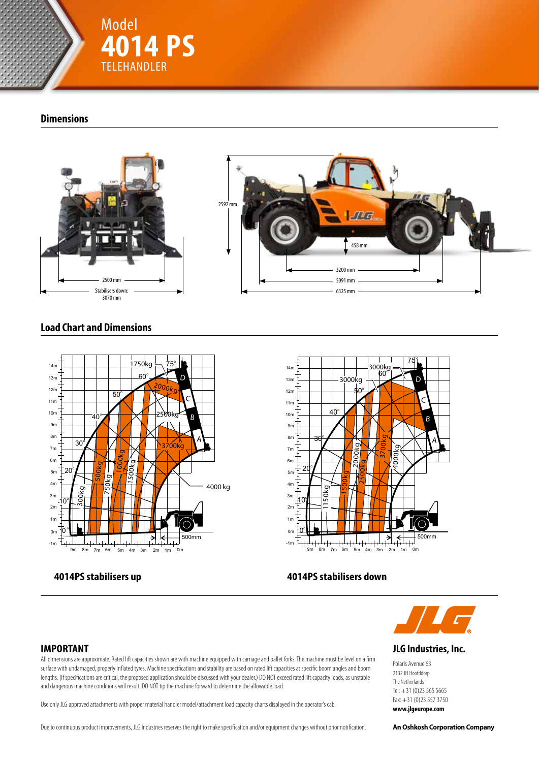Model
# 4014 PS
TELEHANDLER

## Dimensions

2592 mm
458 mm
3200 mm
5091 mm
6325 mm
2500 mm
Stabilisers down: 3070 mm

## Load Chart and Dimensions

1750kg
75°
60°
2000kg
50°
2500kg
40°
3700kg
30°
20°
10°
0°
500kg
750kg
1000kg
1500kg
300kg
4000 kg
500mm
A
B
C
D

**4014PS stabilisers up**

3000kg
75°
60°
3000kg
50°
40°
30°
20°
10°
0°
1150kg
1500kg
2000kg
2500kg
3700kg
4000kg
500mm
A
B
C
D

**4014PS stabilisers down**

## IMPORTANT

All dimensions are approximate. Rated lift capacities shown are with machine equipped with carriage and pallet forks. The machine must be level on a firm surface with undamaged, properly inflated tyres. Machine specifications and stability are based on rated lift capacities at specific boom angles and boom lengths. (If specifications are critical, the proposed application should be discussed with your dealer.) DO NOT exceed rated lift capacity loads, as unstable and dangerous machine conditions will result. DO NOT tip the machine forward to determine the allowable load.

Use only JLG approved attachments with proper material handler model/attachment load capacity charts displayed in the operator's cab.

Due to continuous product improvements, JLG Industries reserves the right to make specification and/or equipment changes without prior notification.

**JLG Industries, Inc.**

Polaris Avenue 63
2132 JH Hoofddorp
The Netherlands
Tel: +31 (0)23 565 5665
Fax: +31 (0)23 557 3750
**www.jlgeurope.com**

**An Oshkosh Corporation Company**